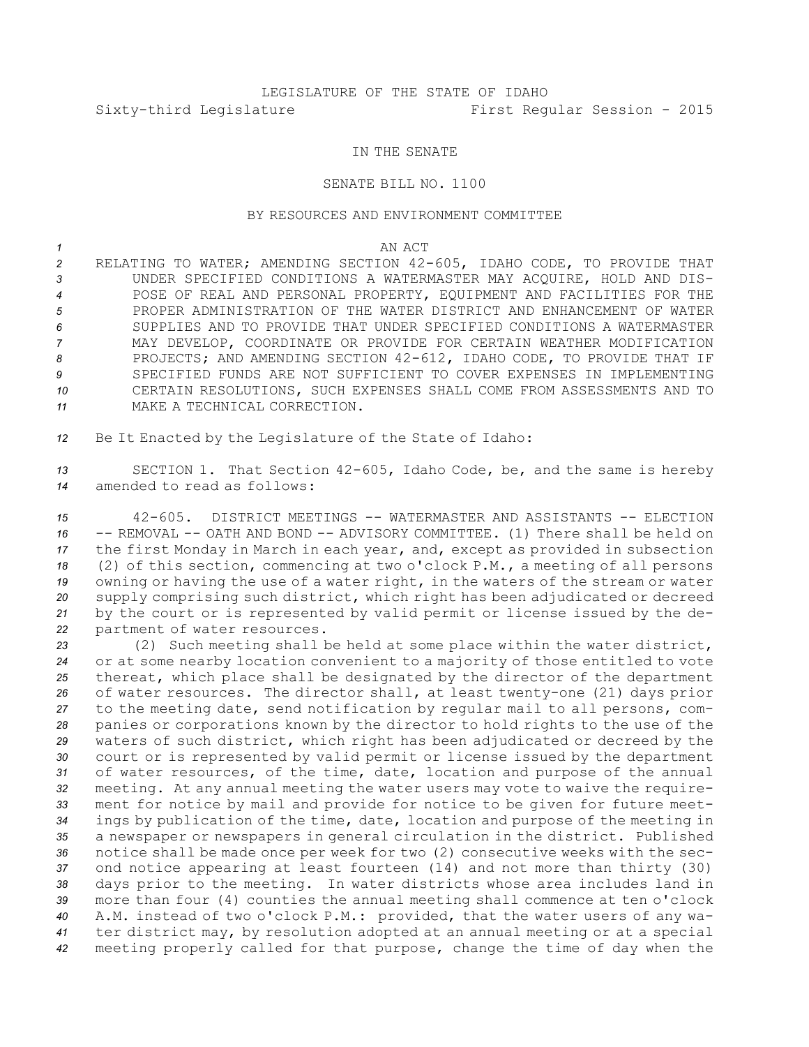LEGISLATURE OF THE STATE OF IDAHO

Sixty-third Legislature First Regular Session - 2015

IN THE SENATE

SENATE BILL NO. 1100

BY RESOURCES AND ENVIRONMENT COMMITTEE

AN ACT

RELATING TO WATER; AMENDING SECTION 42-605, IDAHO CODE, TO PROVIDE THAT UNDER SPECIFIED CONDITIONS A WATERMASTER MAY ACQUIRE, HOLD AND DISPOSE OF REAL AND PERSONAL PROPERTY, EQUIPMENT AND FACILITIES FOR THE PROPER ADMINISTRATION OF THE WATER DISTRICT AND ENHANCEMENT OF WATER SUPPLIES AND TO PROVIDE THAT UNDER SPECIFIED CONDITIONS A WATERMASTER MAY DEVELOP, COORDINATE OR PROVIDE FOR CERTAIN WEATHER MODIFICATION PROJECTS; AND AMENDING SECTION 42-612, IDAHO CODE, TO PROVIDE THAT IF SPECIFIED FUNDS ARE NOT SUFFICIENT TO COVER EXPENSES IN IMPLEMENTING CERTAIN RESOLUTIONS, SUCH EXPENSES SHALL COME FROM ASSESSMENTS AND TO MAKE A TECHNICAL CORRECTION.

Be It Enacted by the Legislature of the State of Idaho:

SECTION 1. That Section 42-605, Idaho Code, be, and the same is hereby amended to read as follows:

42-605. DISTRICT MEETINGS -- WATERMASTER AND ASSISTANTS -- ELECTION -- REMOVAL -- OATH AND BOND -- ADVISORY COMMITTEE. (1) There shall be held on the first Monday in March in each year, and, except as provided in subsection (2) of this section, commencing at two o'clock P.M., a meeting of all persons owning or having the use of a water right, in the waters of the stream or water supply comprising such district, which right has been adjudicated or decreed by the court or is represented by valid permit or license issued by the department of water resources.

(2) Such meeting shall be held at some place within the water district, or at some nearby location convenient to a majority of those entitled to vote thereat, which place shall be designated by the director of the department of water resources. The director shall, at least twenty-one (21) days prior to the meeting date, send notification by regular mail to all persons, companies or corporations known by the director to hold rights to the use of the waters of such district, which right has been adjudicated or decreed by the court or is represented by valid permit or license issued by the department of water resources, of the time, date, location and purpose of the annual meeting. At any annual meeting the water users may vote to waive the requirement for notice by mail and provide for notice to be given for future meetings by publication of the time, date, location and purpose of the meeting in a newspaper or newspapers in general circulation in the district. Published notice shall be made once per week for two (2) consecutive weeks with the second notice appearing at least fourteen (14) and not more than thirty (30) days prior to the meeting. In water districts whose area includes land in more than four (4) counties the annual meeting shall commence at ten o'clock A.M. instead of two o'clock P.M.: provided, that the water users of any water district may, by resolution adopted at an annual meeting or at a special meeting properly called for that purpose, change the time of day when the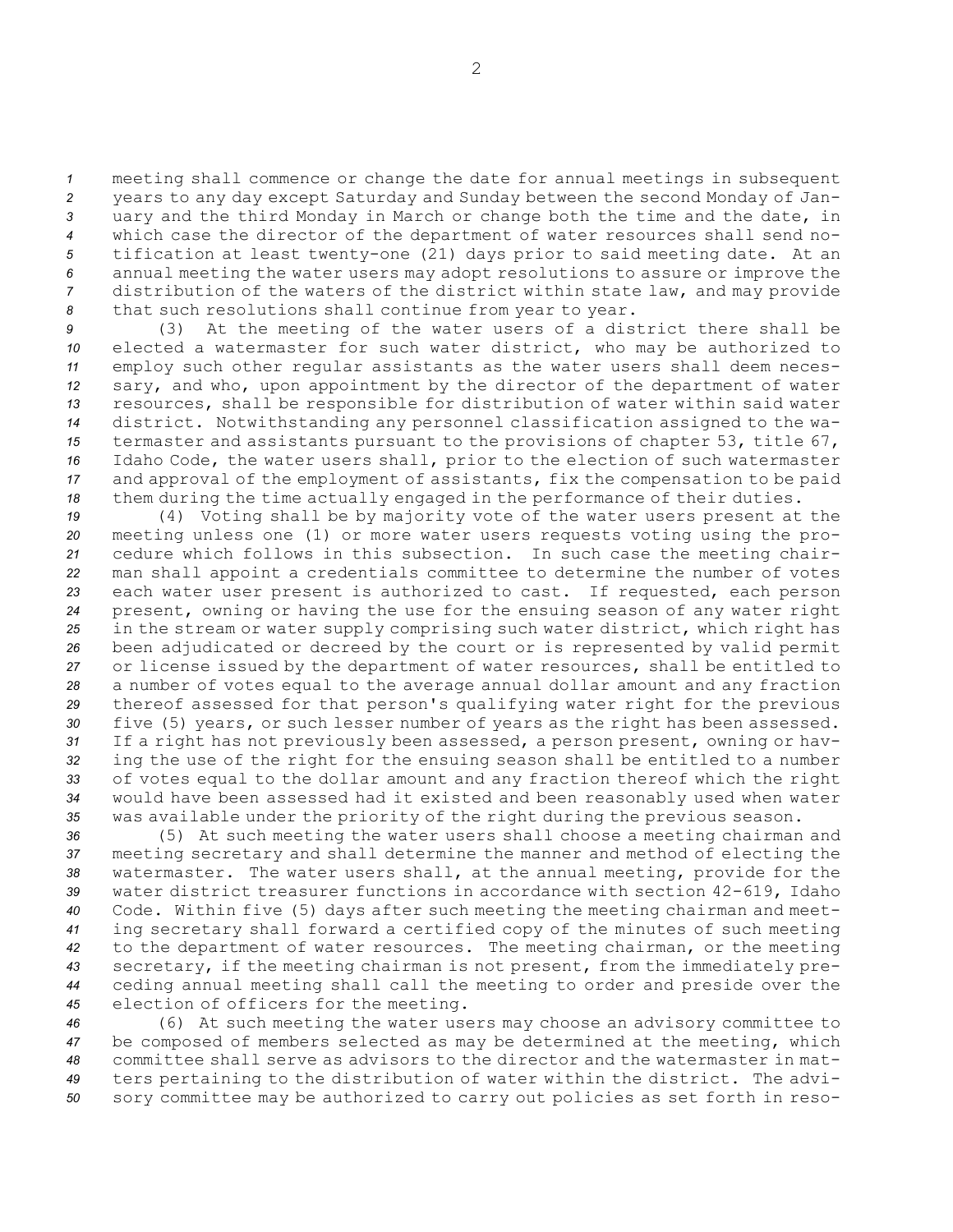meeting shall commence or change the date for annual meetings in subsequent years to any day except Saturday and Sunday between the second Monday of January and the third Monday in March or change both the time and the date, in which case the director of the department of water resources shall send notification at least twenty-one (21) days prior to said meeting date. At an annual meeting the water users may adopt resolutions to assure or improve the distribution of the waters of the district within state law, and may provide that such resolutions shall continue from year to year.

(3) At the meeting of the water users of a district there shall be elected a watermaster for such water district, who may be authorized to employ such other regular assistants as the water users shall deem necessary, and who, upon appointment by the director of the department of water resources, shall be responsible for distribution of water within said water district. Notwithstanding any personnel classification assigned to the watermaster and assistants pursuant to the provisions of chapter 53, title 67, Idaho Code, the water users shall, prior to the election of such watermaster and approval of the employment of assistants, fix the compensation to be paid them during the time actually engaged in the performance of their duties.

(4) Voting shall be by majority vote of the water users present at the meeting unless one (1) or more water users requests voting using the procedure which follows in this subsection. In such case the meeting chairman shall appoint a credentials committee to determine the number of votes each water user present is authorized to cast. If requested, each person present, owning or having the use for the ensuing season of any water right in the stream or water supply comprising such water district, which right has been adjudicated or decreed by the court or is represented by valid permit or license issued by the department of water resources, shall be entitled to a number of votes equal to the average annual dollar amount and any fraction thereof assessed for that person's qualifying water right for the previous five (5) years, or such lesser number of years as the right has been assessed. If a right has not previously been assessed, a person present, owning or having the use of the right for the ensuing season shall be entitled to a number of votes equal to the dollar amount and any fraction thereof which the right would have been assessed had it existed and been reasonably used when water was available under the priority of the right during the previous season.

(5) At such meeting the water users shall choose a meeting chairman and meeting secretary and shall determine the manner and method of electing the watermaster. The water users shall, at the annual meeting, provide for the water district treasurer functions in accordance with section 42-619, Idaho Code. Within five (5) days after such meeting the meeting chairman and meeting secretary shall forward a certified copy of the minutes of such meeting to the department of water resources. The meeting chairman, or the meeting secretary, if the meeting chairman is not present, from the immediately preceding annual meeting shall call the meeting to order and preside over the election of officers for the meeting.

(6) At such meeting the water users may choose an advisory committee to be composed of members selected as may be determined at the meeting, which committee shall serve as advisors to the director and the watermaster in matters pertaining to the distribution of water within the district. The advisory committee may be authorized to carry out policies as set forth in reso-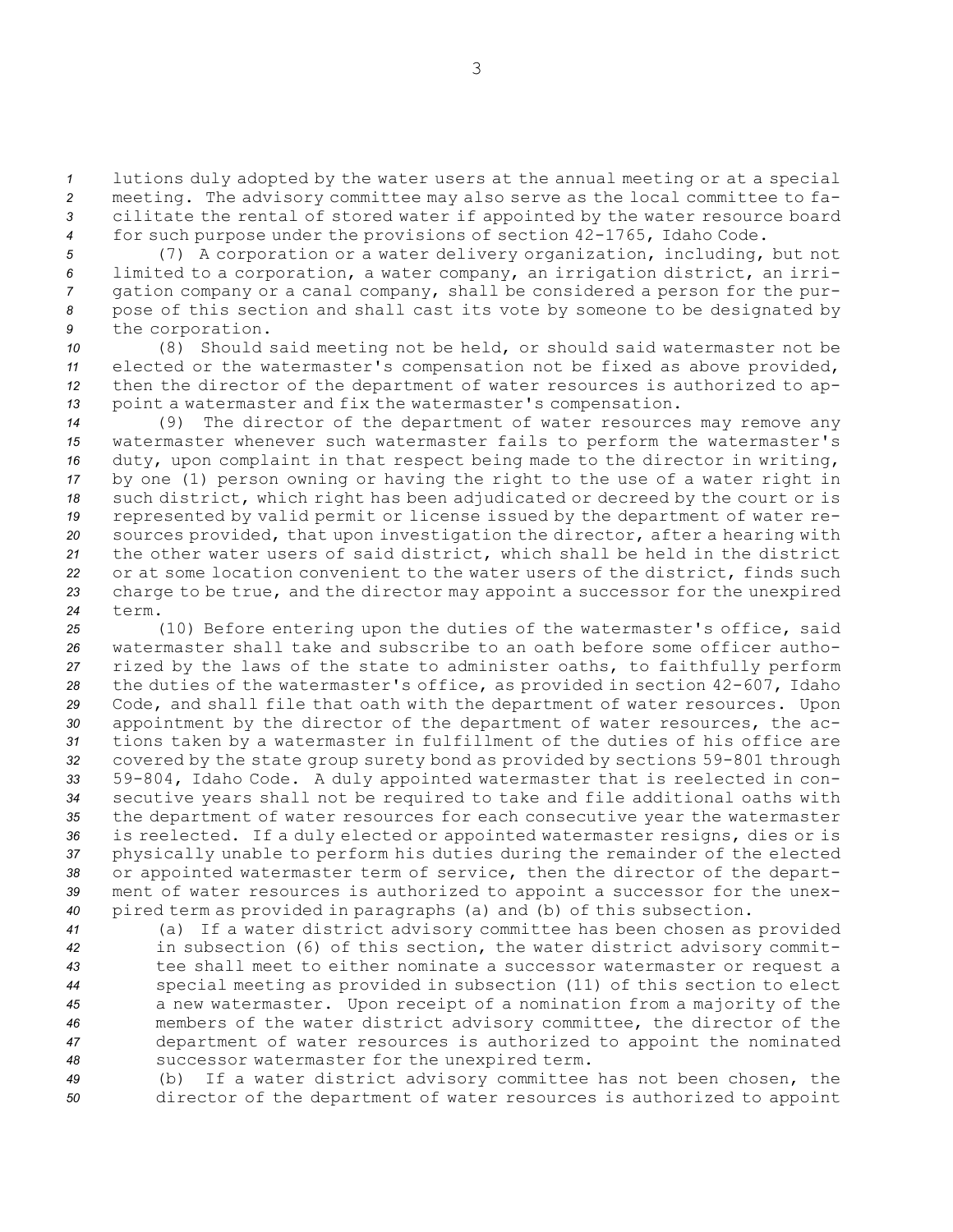lutions duly adopted by the water users at the annual meeting or at a special meeting. The advisory committee may also serve as the local committee to facilitate the rental of stored water if appointed by the water resource board for such purpose under the provisions of section 42-1765, Idaho Code.

(7) A corporation or a water delivery organization, including, but not limited to a corporation, a water company, an irrigation district, an irrigation company or a canal company, shall be considered a person for the purpose of this section and shall cast its vote by someone to be designated by the corporation.

(8) Should said meeting not be held, or should said watermaster not be elected or the watermaster's compensation not be fixed as above provided, then the director of the department of water resources is authorized to appoint a watermaster and fix the watermaster's compensation.

(9) The director of the department of water resources may remove any watermaster whenever such watermaster fails to perform the watermaster's duty, upon complaint in that respect being made to the director in writing, by one (1) person owning or having the right to the use of a water right in such district, which right has been adjudicated or decreed by the court or is represented by valid permit or license issued by the department of water resources provided, that upon investigation the director, after a hearing with the other water users of said district, which shall be held in the district or at some location convenient to the water users of the district, finds such charge to be true, and the director may appoint a successor for the unexpired term.

(10) Before entering upon the duties of the watermaster's office, said watermaster shall take and subscribe to an oath before some officer authorized by the laws of the state to administer oaths, to faithfully perform the duties of the watermaster's office, as provided in section 42-607, Idaho Code, and shall file that oath with the department of water resources. Upon appointment by the director of the department of water resources, the actions taken by a watermaster in fulfillment of the duties of his office are covered by the state group surety bond as provided by sections 59-801 through 59-804, Idaho Code. A duly appointed watermaster that is reelected in consecutive years shall not be required to take and file additional oaths with the department of water resources for each consecutive year the watermaster is reelected. If a duly elected or appointed watermaster resigns, dies or is physically unable to perform his duties during the remainder of the elected or appointed watermaster term of service, then the director of the department of water resources is authorized to appoint a successor for the unexpired term as provided in paragraphs (a) and (b) of this subsection.

(a) If a water district advisory committee has been chosen as provided in subsection (6) of this section, the water district advisory committee shall meet to either nominate a successor watermaster or request a special meeting as provided in subsection (11) of this section to elect a new watermaster. Upon receipt of a nomination from a majority of the members of the water district advisory committee, the director of the department of water resources is authorized to appoint the nominated successor watermaster for the unexpired term.

(b) If a water district advisory committee has not been chosen, the director of the department of water resources is authorized to appoint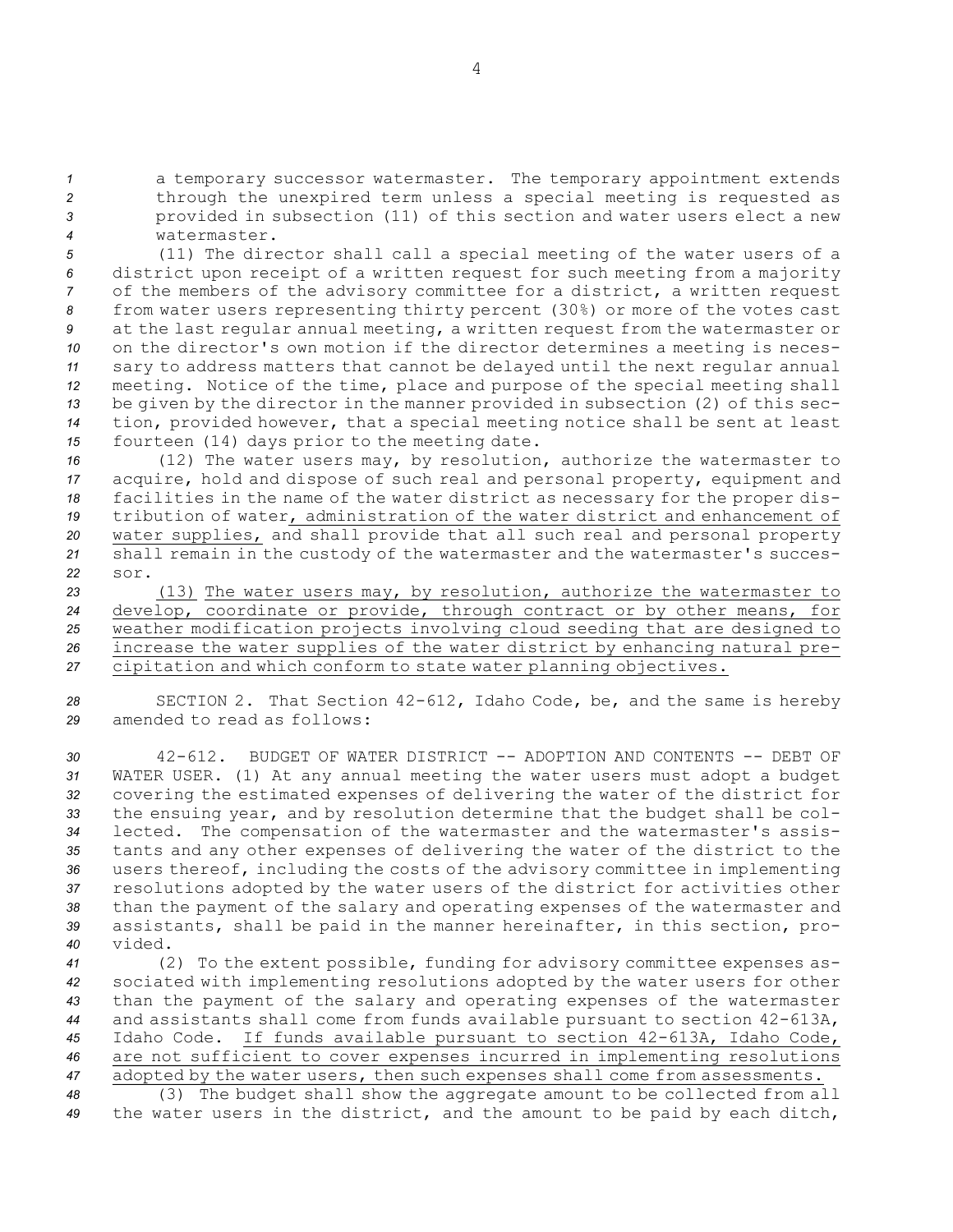a temporary successor watermaster. The temporary appointment extends through the unexpired term unless a special meeting is requested as provided in subsection (11) of this section and water users elect a new watermaster.

(11) The director shall call a special meeting of the water users of a district upon receipt of a written request for such meeting from a majority of the members of the advisory committee for a district, a written request from water users representing thirty percent (30%) or more of the votes cast at the last regular annual meeting, a written request from the watermaster or on the director's own motion if the director determines a meeting is necessary to address matters that cannot be delayed until the next regular annual meeting. Notice of the time, place and purpose of the special meeting shall be given by the director in the manner provided in subsection (2) of this section, provided however, that a special meeting notice shall be sent at least fourteen (14) days prior to the meeting date.

(12) The water users may, by resolution, authorize the watermaster to acquire, hold and dispose of such real and personal property, equipment and facilities in the name of the water district as necessary for the proper distribution of water, administration of the water district and enhancement of water supplies, and shall provide that all such real and personal property shall remain in the custody of the watermaster and the watermaster's successor.

(13) The water users may, by resolution, authorize the watermaster to develop, coordinate or provide, through contract or by other means, for weather modification projects involving cloud seeding that are designed to increase the water supplies of the water district by enhancing natural precipitation and which conform to state water planning objectives.

SECTION 2. That Section 42-612, Idaho Code, be, and the same is hereby amended to read as follows:

42-612. BUDGET OF WATER DISTRICT -- ADOPTION AND CONTENTS -- DEBT OF WATER USER. (1) At any annual meeting the water users must adopt a budget covering the estimated expenses of delivering the water of the district for the ensuing year, and by resolution determine that the budget shall be collected. The compensation of the watermaster and the watermaster's assistants and any other expenses of delivering the water of the district to the users thereof, including the costs of the advisory committee in implementing resolutions adopted by the water users of the district for activities other than the payment of the salary and operating expenses of the watermaster and assistants, shall be paid in the manner hereinafter, in this section, provided.

(2) To the extent possible, funding for advisory committee expenses associated with implementing resolutions adopted by the water users for other than the payment of the salary and operating expenses of the watermaster and assistants shall come from funds available pursuant to section 42-613A, Idaho Code. If funds available pursuant to section 42-613A, Idaho Code, are not sufficient to cover expenses incurred in implementing resolutions adopted by the water users, then such expenses shall come from assessments.

(3) The budget shall show the aggregate amount to be collected from all the water users in the district, and the amount to be paid by each ditch,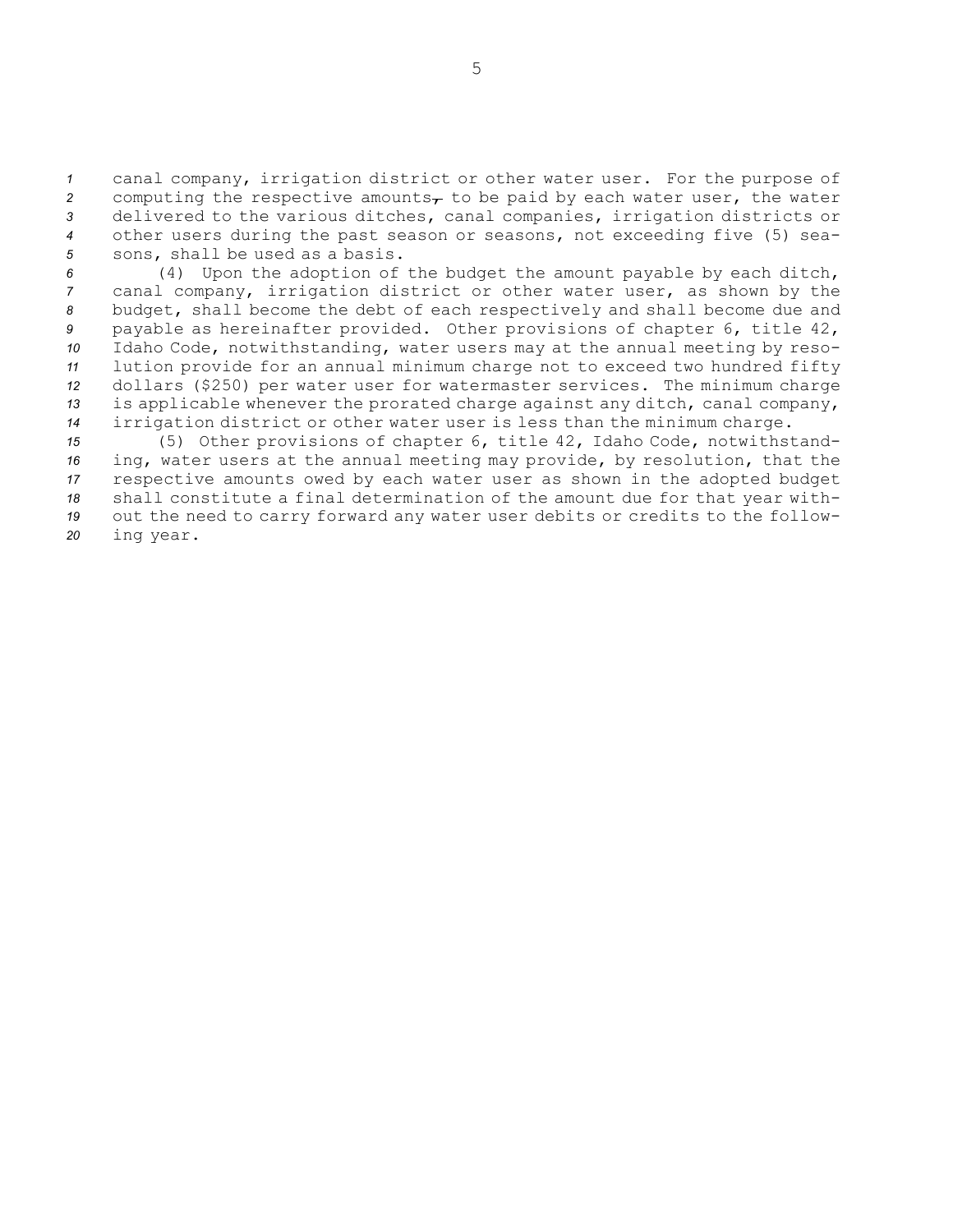canal company, irrigation district or other water user. For the purpose of computing the respective amounts, to be paid by each water user, the water delivered to the various ditches, canal companies, irrigation districts or other users during the past season or seasons, not exceeding five (5) seasons, shall be used as a basis.

(4) Upon the adoption of the budget the amount payable by each ditch, canal company, irrigation district or other water user, as shown by the budget, shall become the debt of each respectively and shall become due and payable as hereinafter provided. Other provisions of chapter 6, title 42, Idaho Code, notwithstanding, water users may at the annual meeting by resolution provide for an annual minimum charge not to exceed two hundred fifty dollars ($250) per water user for watermaster services. The minimum charge is applicable whenever the prorated charge against any ditch, canal company, irrigation district or other water user is less than the minimum charge.

(5) Other provisions of chapter 6, title 42, Idaho Code, notwithstanding, water users at the annual meeting may provide, by resolution, that the respective amounts owed by each water user as shown in the adopted budget shall constitute a final determination of the amount due for that year without the need to carry forward any water user debits or credits to the following year.